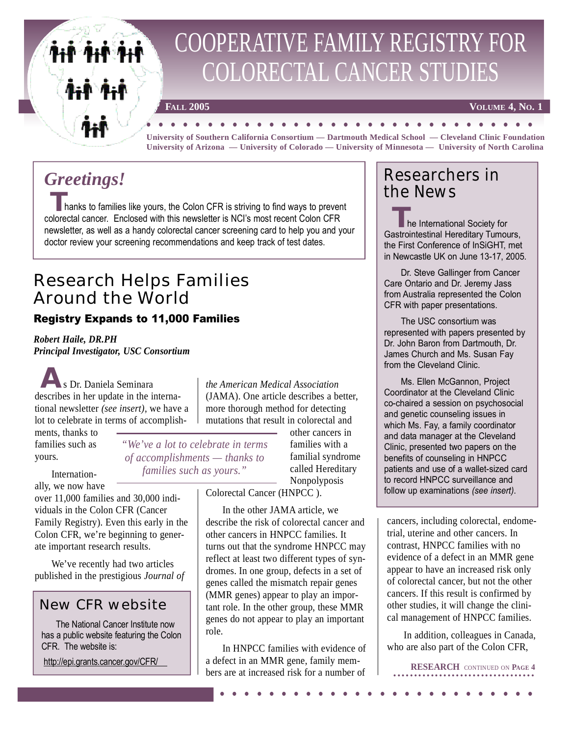# COOPERATIVE FAMILY REGISTRY FOR COLORECTAL CANCER STUDIES

**FALL 2005** **VOLUME 4, NO. 1**

**University of Southern California Consortium — Dartmouth Medical School — Cleveland Clinic Foundation University of Arizona — University of Colorado — University of Minnesota — University of North Carolina**

## *Greetings!*

Thanks to families like yours, the Colon CFR is striving to find ways to prevent colorectal cancer. Enclosed with this newsletter is NCI's most recent Colon CFR newsletter, as well as a handy colorectal cancer screening card to help you and your doctor review your screening recommendations and keep track of test dates.

## Research Helps Families Around the World

### Registry Expands to 11,000 Families

***Robert Haile, DR.PH***
***Principal Investigator, USC Consortium***

As Dr. Daniela Seminara describes in her update in the international newsletter *(see insert)*, we have a lot to celebrate in terms of accomplishments, thanks to families such as yours.

Internationally, we now have over 11,000 families and 30,000 individuals in the Colon CFR (Cancer Family Registry). Even this early in the Colon CFR, we're beginning to generate important research results.

We've recently had two articles published in the prestigious *Journal of the American Medical Association* (JAMA). One article describes a better, more thorough method for detecting mutations that result in colorectal and other cancers in families with a familial syndrome called Hereditary Nonpolyposis Colorectal Cancer (HNPCC ).

*"We've a lot to celebrate in terms of accomplishments — thanks to families such as yours."*

In the other JAMA article, we describe the risk of colorectal cancer and other cancers in HNPCC families. It turns out that the syndrome HNPCC may reflect at least two different types of syndromes. In one group, defects in a set of genes called the mismatch repair genes (MMR genes) appear to play an important role. In the other group, these MMR genes do not appear to play an important role.

In HNPCC families with evidence of a defect in an MMR gene, family members are at increased risk for a number of cancers, including colorectal, endometrial, uterine and other cancers. In contrast, HNPCC families with no evidence of a defect in an MMR gene appear to have an increased risk only of colorectal cancer, but not the other cancers. If this result is confirmed by other studies, it will change the clinical management of HNPCC families.

In addition, colleagues in Canada, who are also part of the Colon CFR,

**RESEARCH** CONTINUED ON **PAGE 4**

## New CFR website

The National Cancer Institute now has a public website featuring the Colon CFR. The website is:

http://epi.grants.cancer.gov/CFR/

## Researchers in the News

The International Society for Gastrointestinal Hereditary Tumours, the First Conference of InSiGHT, met in Newcastle UK on June 13-17, 2005.

Dr. Steve Gallinger from Cancer Care Ontario and Dr. Jeremy Jass from Australia represented the Colon CFR with paper presentations.

The USC consortium was represented with papers presented by Dr. John Baron from Dartmouth, Dr. James Church and Ms. Susan Fay from the Cleveland Clinic.

Ms. Ellen McGannon, Project Coordinator at the Cleveland Clinic co-chaired a session on psychosocial and genetic counseling issues in which Ms. Fay, a family coordinator and data manager at the Cleveland Clinic, presented two papers on the benefits of counseling in HNPCC patients and use of a wallet-sized card to record HNPCC surveillance and follow up examinations *(see insert)*.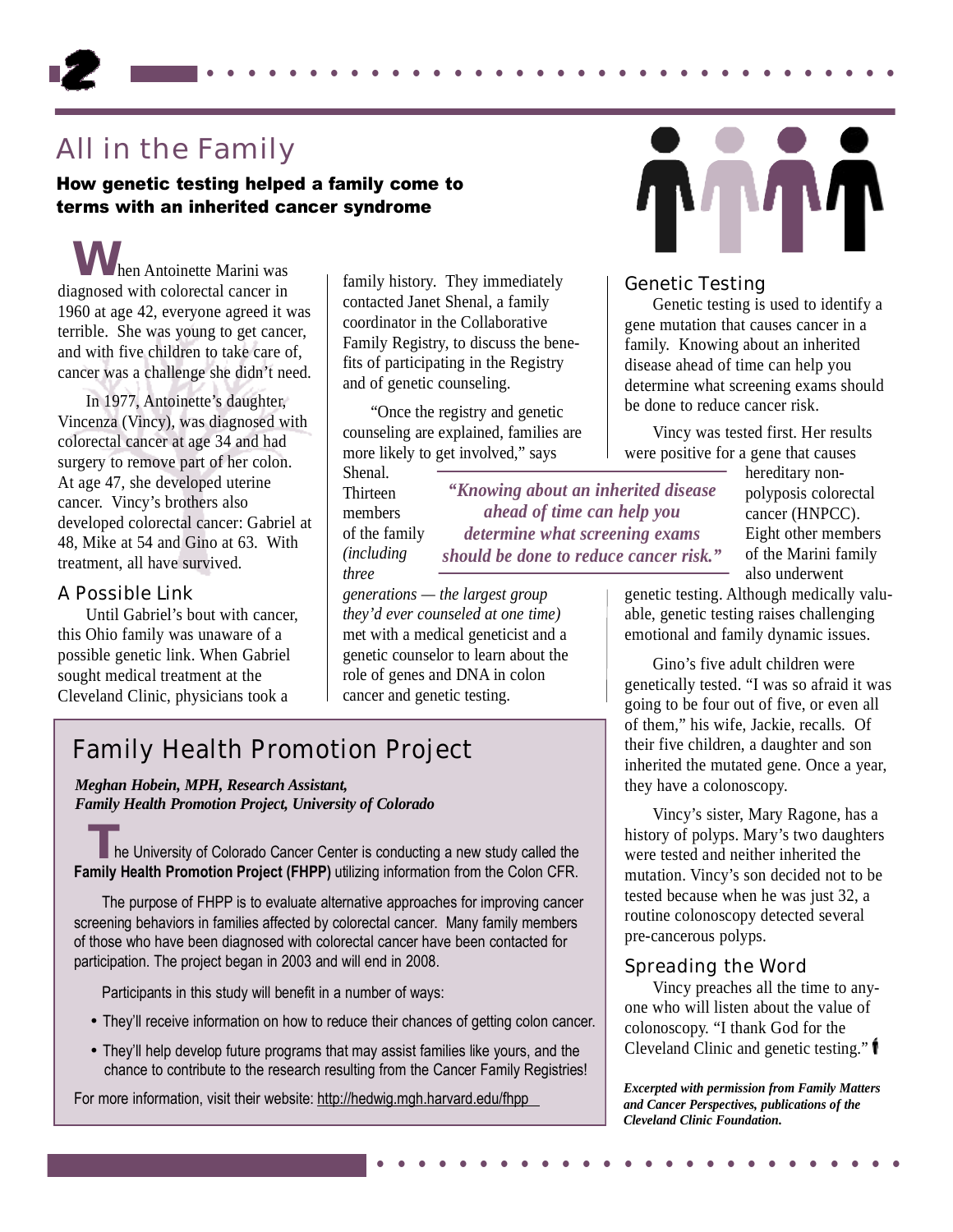## All in the Family

**How genetic testing helped a family come to terms with an inherited cancer syndrome**

When Antoinette Marini was diagnosed with colorectal cancer in 1960 at age 42, everyone agreed it was terrible. She was young to get cancer, and with five children to take care of, cancer was a challenge she didn't need.

In 1977, Antoinette's daughter, Vincenza (Vincy), was diagnosed with colorectal cancer at age 34 and had surgery to remove part of her colon. At age 47, she developed uterine cancer. Vincy's brothers also developed colorectal cancer: Gabriel at 48, Mike at 54 and Gino at 63. With treatment, all have survived.

### A Possible Link

Until Gabriel's bout with cancer, this Ohio family was unaware of a possible genetic link. When Gabriel sought medical treatment at the Cleveland Clinic, physicians took a family history. They immediately contacted Janet Shenal, a family coordinator in the Collaborative Family Registry, to discuss the benefits of participating in the Registry and of genetic counseling.

"Once the registry and genetic counseling are explained, families are more likely to get involved," says Shenal. Thirteen members of the family *(including three generations — the largest group they'd ever counseled at one time)* met with a medical geneticist and a genetic counselor to learn about the role of genes and DNA in colon cancer and genetic testing.

> ***"Knowing about an inherited disease ahead of time can help you determine what screening exams should be done to reduce cancer risk."***

### Genetic Testing

Genetic testing is used to identify a gene mutation that causes cancer in a family. Knowing about an inherited disease ahead of time can help you determine what screening exams should be done to reduce cancer risk.

Vincy was tested first. Her results were positive for a gene that causes hereditary non-polyposis colorectal cancer (HNPCC). Eight other members of the Marini family also underwent genetic testing. Although medically valuable, genetic testing raises challenging emotional and family dynamic issues.

Gino's five adult children were genetically tested. "I was so afraid it was going to be four out of five, or even all of them," his wife, Jackie, recalls. Of their five children, a daughter and son inherited the mutated gene. Once a year, they have a colonoscopy.

Vincy's sister, Mary Ragone, has a history of polyps. Mary's two daughters were tested and neither inherited the mutation. Vincy's son decided not to be tested because when he was just 32, a routine colonoscopy detected several pre-cancerous polyps.

### Spreading the Word

Vincy preaches all the time to anyone who will listen about the value of colonoscopy. "I thank God for the Cleveland Clinic and genetic testing."

*Excerpted with permission from Family Matters and Cancer Perspectives, publications of the Cleveland Clinic Foundation.*

## Family Health Promotion Project

*Meghan Hobein, MPH, Research Assistant, Family Health Promotion Project, University of Colorado*

The University of Colorado Cancer Center is conducting a new study called the **Family Health Promotion Project (FHPP)** utilizing information from the Colon CFR.

The purpose of FHPP is to evaluate alternative approaches for improving cancer screening behaviors in families affected by colorectal cancer. Many family members of those who have been diagnosed with colorectal cancer have been contacted for participation. The project began in 2003 and will end in 2008.

Participants in this study will benefit in a number of ways:

- They'll receive information on how to reduce their chances of getting colon cancer.
- They'll help develop future programs that may assist families like yours, and the chance to contribute to the research resulting from the Cancer Family Registries!

For more information, visit their website: http://hedwig.mgh.harvard.edu/fhpp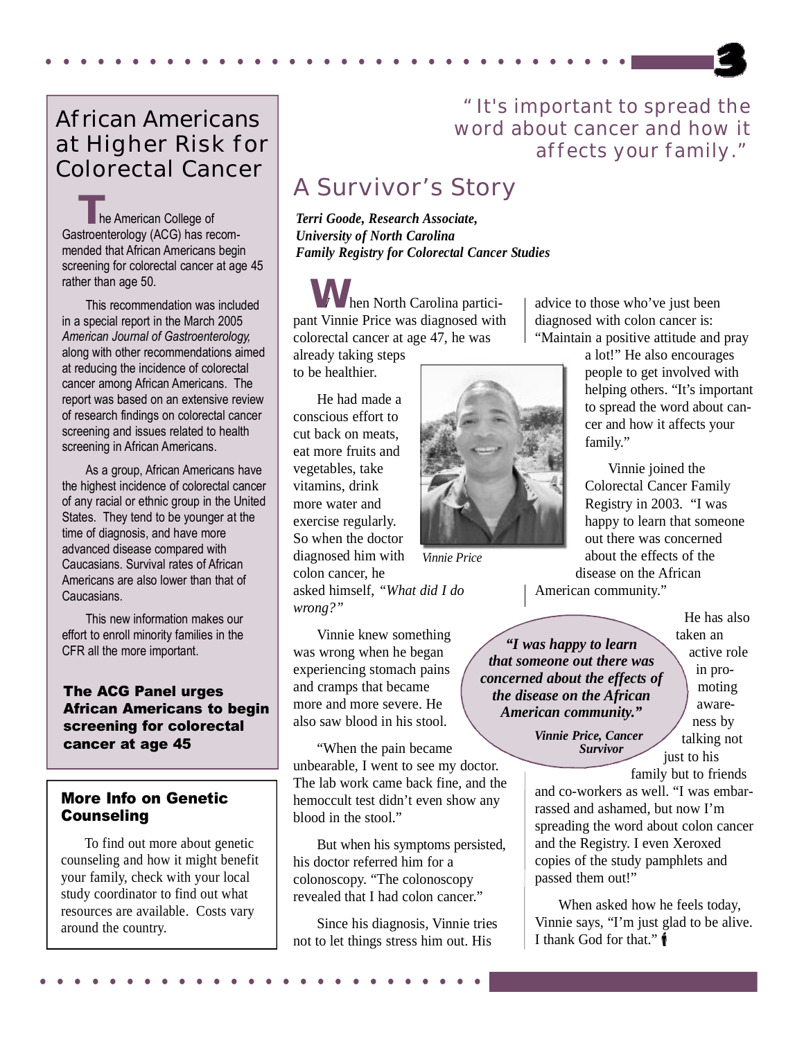## African Americans at Higher Risk for Colorectal Cancer

The American College of Gastroenterology (ACG) has recommended that African Americans begin screening for colorectal cancer at age 45 rather than age 50.

This recommendation was included in a special report in the March 2005 *American Journal of Gastroenterology,* along with other recommendations aimed at reducing the incidence of colorectal cancer among African Americans. The report was based on an extensive review of research findings on colorectal cancer screening and issues related to health screening in African Americans.

As a group, African Americans have the highest incidence of colorectal cancer of any racial or ethnic group in the United States. They tend to be younger at the time of diagnosis, and have more advanced disease compared with Caucasians. Survival rates of African Americans are also lower than that of Caucasians.

This new information makes our effort to enroll minority families in the CFR all the more important.

**The ACG Panel urges African Americans to begin screening for colorectal cancer at age 45**

### More Info on Genetic Counseling

To find out more about genetic counseling and how it might benefit your family, check with your local study coordinator to find out what resources are available. Costs vary around the country.

"It's important to spread the word about cancer and how it affects your family."

## A Survivor's Story

***Terri Goode, Research Associate, University of North Carolina Family Registry for Colorectal Cancer Studies***

When North Carolina participant Vinnie Price was diagnosed with colorectal cancer at age 47, he was already taking steps to be healthier.

He had made a conscious effort to cut back on meats, eat more fruits and vegetables, take vitamins, drink more water and exercise regularly. So when the doctor diagnosed him with colon cancer, he asked himself, *"What did I do wrong?"*

*Vinnie Price*

Vinnie knew something was wrong when he began experiencing stomach pains and cramps that became more and more severe. He also saw blood in his stool.

"When the pain became unbearable, I went to see my doctor. The lab work came back fine, and the hemoccult test didn't even show any blood in the stool."

But when his symptoms persisted, his doctor referred him for a colonoscopy. "The colonoscopy revealed that I had colon cancer."

Since his diagnosis, Vinnie tries not to let things stress him out. His advice to those who've just been diagnosed with colon cancer is: "Maintain a positive attitude and pray a lot!" He also encourages people to get involved with helping others. "It's important to spread the word about cancer and how it affects your family."

Vinnie joined the Colorectal Cancer Family Registry in 2003. "I was happy to learn that someone out there was concerned about the effects of the disease on the African American community."

> ***"I was happy to learn that someone out there was concerned about the effects of the disease on the African American community."***
>
> ***Vinnie Price, Cancer Survivor***

He has also taken an active role in promoting awareness by talking not just to his family but to friends and co-workers as well. "I was embarrassed and ashamed, but now I'm spreading the word about colon cancer and the Registry. I even Xeroxed copies of the study pamphlets and passed them out!"

When asked how he feels today, Vinnie says, "I'm just glad to be alive. I thank God for that."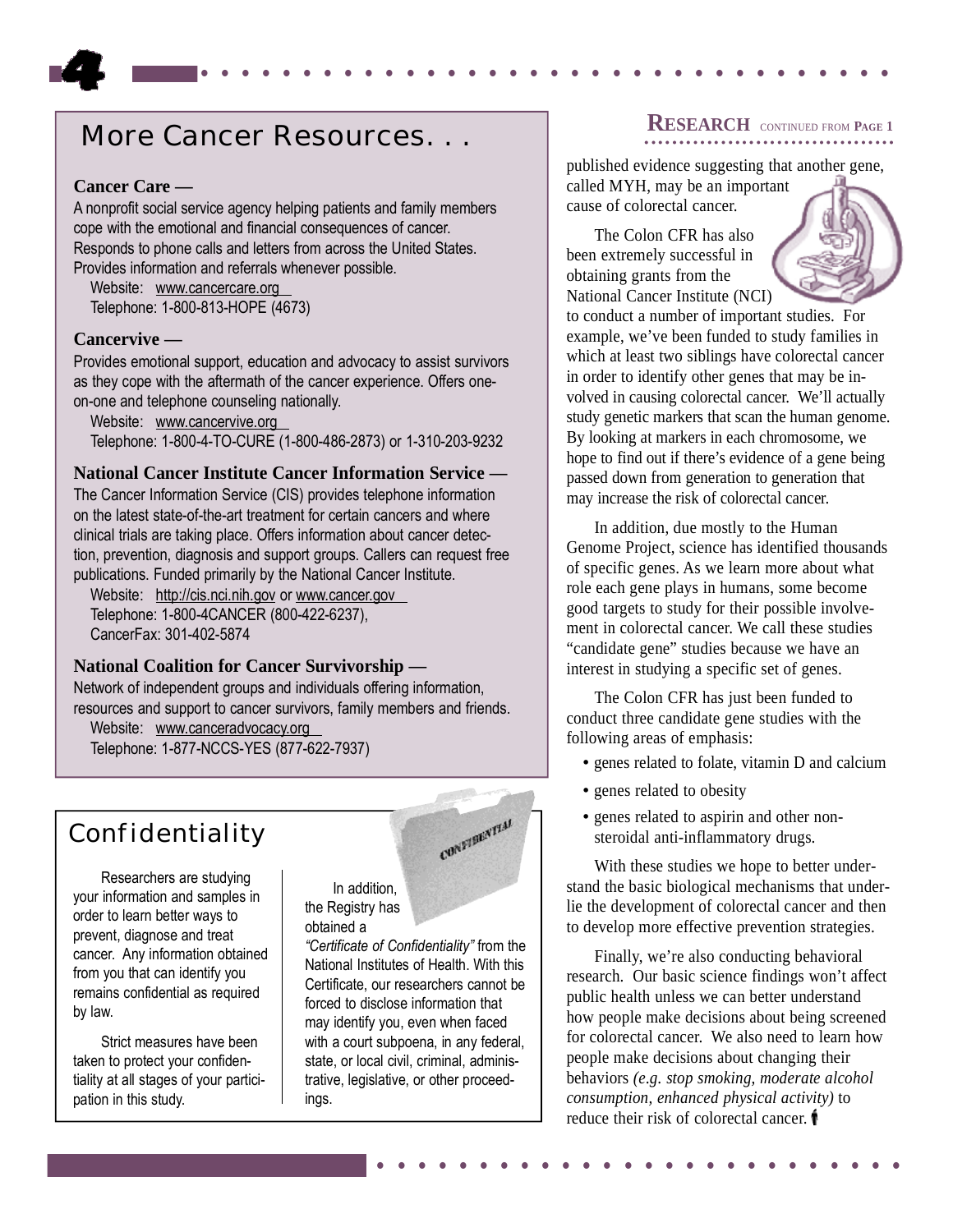## More Cancer Resources. . .

**Cancer Care —**

A nonprofit social service agency helping patients and family members cope with the emotional and financial consequences of cancer. Responds to phone calls and letters from across the United States. Provides information and referrals whenever possible.

Website: www.cancercare.org
Telephone: 1-800-813-HOPE (4673)

**Cancervive —**

Provides emotional support, education and advocacy to assist survivors as they cope with the aftermath of the cancer experience. Offers one-on-one and telephone counseling nationally.

Website: www.cancervive.org
Telephone: 1-800-4-TO-CURE (1-800-486-2873) or 1-310-203-9232

**National Cancer Institute Cancer Information Service —**

The Cancer Information Service (CIS) provides telephone information on the latest state-of-the-art treatment for certain cancers and where clinical trials are taking place. Offers information about cancer detection, prevention, diagnosis and support groups. Callers can request free publications. Funded primarily by the National Cancer Institute.

Website: http://cis.nci.nih.gov or www.cancer.gov
Telephone: 1-800-4CANCER (800-422-6237),
CancerFax: 301-402-5874

**National Coalition for Cancer Survivorship —**

Network of independent groups and individuals offering information, resources and support to cancer survivors, family members and friends.

Website: www.canceradvocacy.org
Telephone: 1-877-NCCS-YES (877-622-7937)

## Confidentiality

Researchers are studying your information and samples in order to learn better ways to prevent, diagnose and treat cancer. Any information obtained from you that can identify you remains confidential as required by law.

Strict measures have been taken to protect your confidentiality at all stages of your participation in this study.

In addition, the Registry has obtained a *"Certificate of Confidentiality"* from the National Institutes of Health. With this Certificate, our researchers cannot be forced to disclose information that may identify you, even when faced with a court subpoena, in any federal, state, or local civil, criminal, administrative, legislative, or other proceedings.

## Research continued from Page 1

published evidence suggesting that another gene, called MYH, may be an important cause of colorectal cancer.

The Colon CFR has also been extremely successful in obtaining grants from the National Cancer Institute (NCI) to conduct a number of important studies. For example, we've been funded to study families in which at least two siblings have colorectal cancer in order to identify other genes that may be involved in causing colorectal cancer. We'll actually study genetic markers that scan the human genome. By looking at markers in each chromosome, we hope to find out if there's evidence of a gene being passed down from generation to generation that may increase the risk of colorectal cancer.

In addition, due mostly to the Human Genome Project, science has identified thousands of specific genes. As we learn more about what role each gene plays in humans, some become good targets to study for their possible involvement in colorectal cancer. We call these studies "candidate gene" studies because we have an interest in studying a specific set of genes.

The Colon CFR has just been funded to conduct three candidate gene studies with the following areas of emphasis:

- genes related to folate, vitamin D and calcium
- genes related to obesity
- genes related to aspirin and other non-steroidal anti-inflammatory drugs.

With these studies we hope to better understand the basic biological mechanisms that underlie the development of colorectal cancer and then to develop more effective prevention strategies.

Finally, we're also conducting behavioral research. Our basic science findings won't affect public health unless we can better understand how people make decisions about being screened for colorectal cancer. We also need to learn how people make decisions about changing their behaviors *(e.g. stop smoking, moderate alcohol consumption, enhanced physical activity)* to reduce their risk of colorectal cancer.